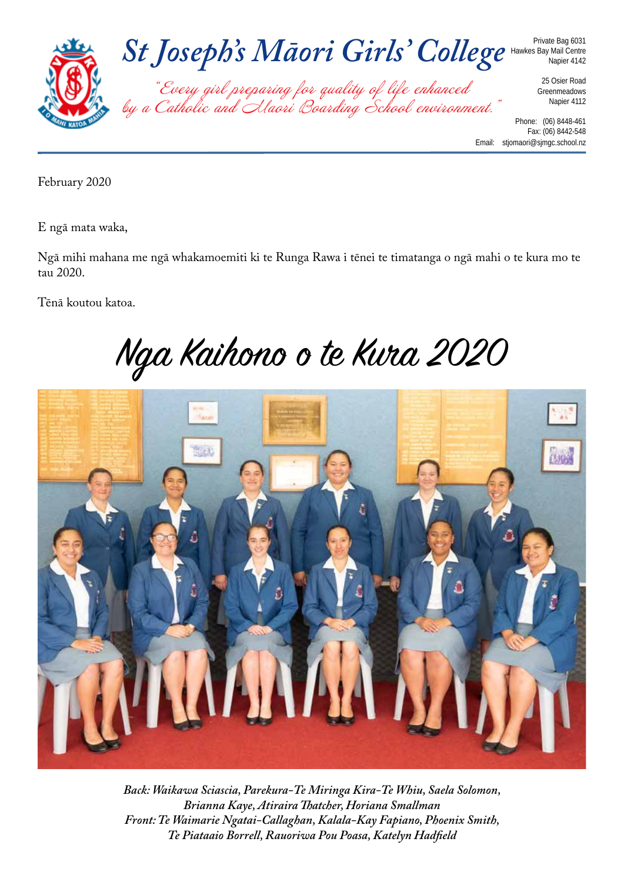# St Joseph's Māori Girls' College

*"Every girl preparing for quality of life enhanced by a Catholic and Maori Boarding School environment."*

Private Bag 6031
Hawkes Bay Mail Centre
Napier 4142

25 Osier Road
Greenmeadows
Napier 4112

Phone: (06) 8448-461
Fax: (06) 8442-548
Email: stjomaori@sjmgc.school.nz

February 2020

E ngā mata waka,

Ngā mihi mahana me ngā whakamoemiti ki te Runga Rawa i tēnei te timatanga o ngā mahi o te kura mo te tau 2020.

Tēnā koutou katoa.

## Nga Kaihono o te Kura 2020

*Back: Waikawa Sciascia, Parekura-Te Miringa Kira-Te Whiu, Saela Solomon, Brianna Kaye, Atiraira Thatcher, Horiana Smallman*
*Front: Te Waimarie Ngatai-Callaghan, Kalala-Kay Fapiano, Phoenix Smith, Te Piataaio Borrell, Rauoriwa Pou Poasa, Katelyn Hadfield*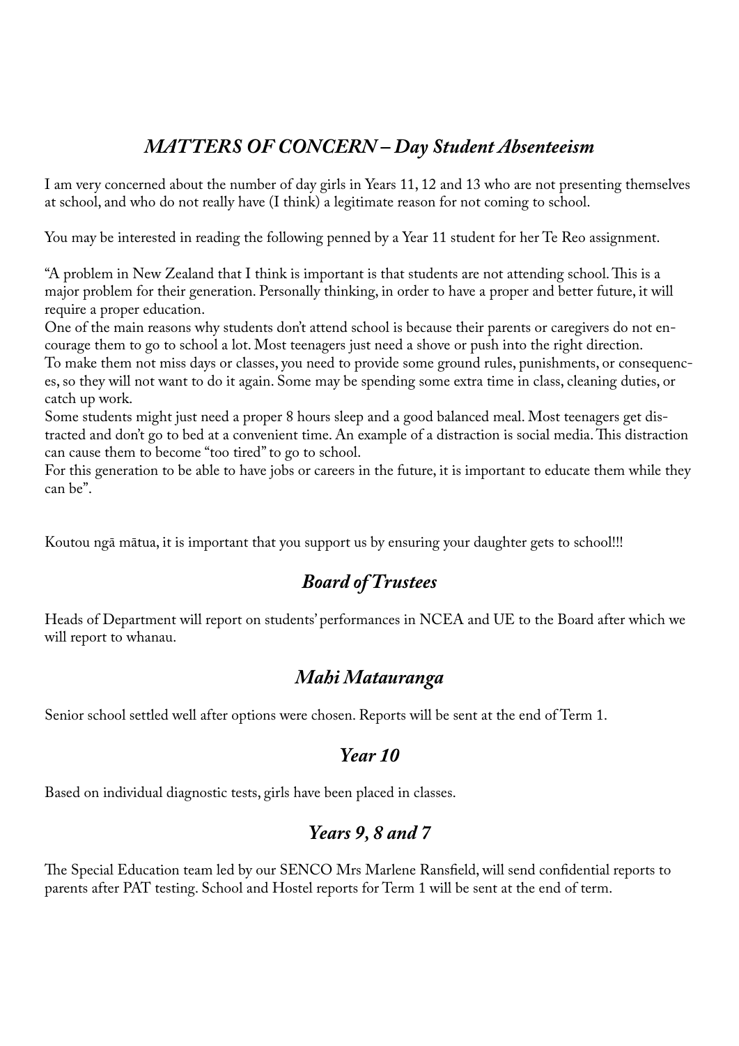## *MATTERS OF CONCERN – Day Student Absenteeism*

I am very concerned about the number of day girls in Years 11, 12 and 13 who are not presenting themselves at school, and who do not really have (I think) a legitimate reason for not coming to school.

You may be interested in reading the following penned by a Year 11 student for her Te Reo assignment.

"A problem in New Zealand that I think is important is that students are not attending school. This is a major problem for their generation. Personally thinking, in order to have a proper and better future, it will require a proper education.
One of the main reasons why students don't attend school is because their parents or caregivers do not encourage them to go to school a lot. Most teenagers just need a shove or push into the right direction.
To make them not miss days or classes, you need to provide some ground rules, punishments, or consequences, so they will not want to do it again. Some may be spending some extra time in class, cleaning duties, or catch up work.
Some students might just need a proper 8 hours sleep and a good balanced meal. Most teenagers get distracted and don't go to bed at a convenient time. An example of a distraction is social media. This distraction can cause them to become "too tired" to go to school.
For this generation to be able to have jobs or careers in the future, it is important to educate them while they can be".

Koutou ngā mātua, it is important that you support us by ensuring your daughter gets to school!!!

## *Board of Trustees*

Heads of Department will report on students' performances in NCEA and UE to the Board after which we will report to whanau.

## *Mahi Matauranga*

Senior school settled well after options were chosen. Reports will be sent at the end of Term 1.

## *Year 10*

Based on individual diagnostic tests, girls have been placed in classes.

## *Years 9, 8 and 7*

The Special Education team led by our SENCO Mrs Marlene Ransfield, will send confidential reports to parents after PAT testing. School and Hostel reports for Term 1 will be sent at the end of term.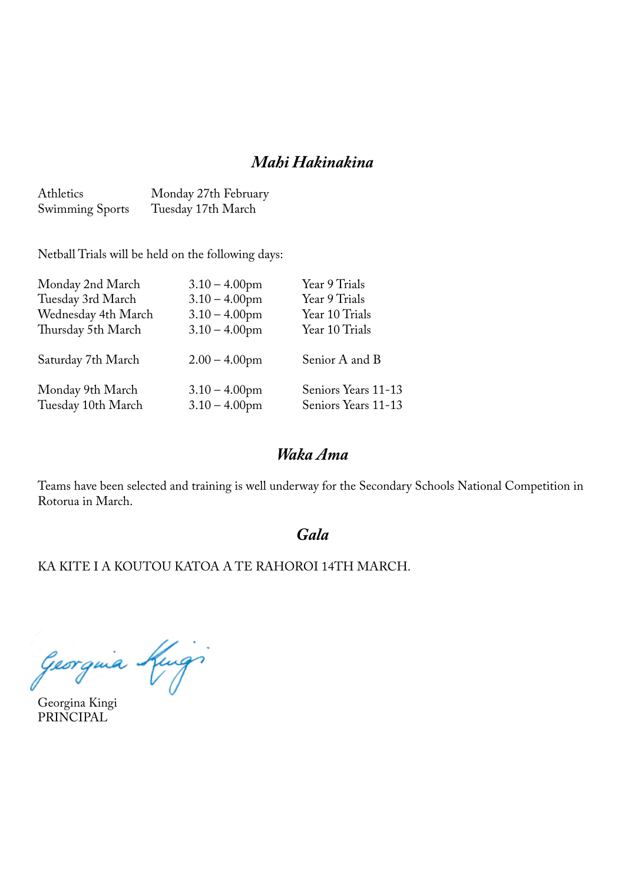## *Mahi Hakinakina*

| | |
|---|---|
| Athletics | Monday 27th February |
| Swimming Sports | Tuesday 17th March |

Netball Trials will be held on the following days:

| | | |
|---|---|---|
| Monday 2nd March | 3.10 – 4.00pm | Year 9 Trials |
| Tuesday 3rd March | 3.10 – 4.00pm | Year 9 Trials |
| Wednesday 4th March | 3.10 – 4.00pm | Year 10 Trials |
| Thursday 5th March | 3.10 – 4.00pm | Year 10 Trials |
| Saturday 7th March | 2.00 – 4.00pm | Senior A and B |
| Monday 9th March | 3.10 – 4.00pm | Seniors Years 11-13 |
| Tuesday 10th March | 3.10 – 4.00pm | Seniors Years 11-13 |

## *Waka Ama*

Teams have been selected and training is well underway for the Secondary Schools National Competition in Rotorua in March.

## *Gala*

KA KITE I A KOUTOU KATOA A TE RAHOROI 14TH MARCH.

Georgina Kingi
PRINCIPAL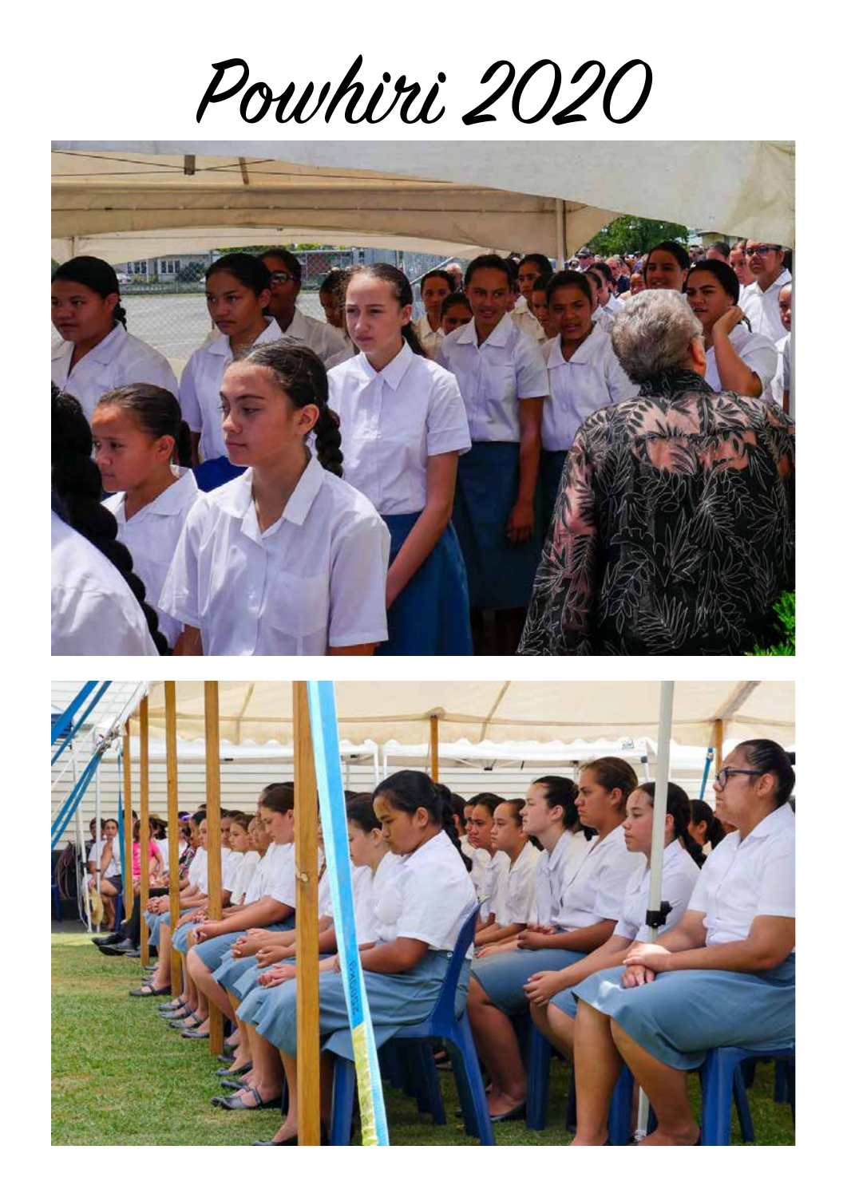# Powhiri 2020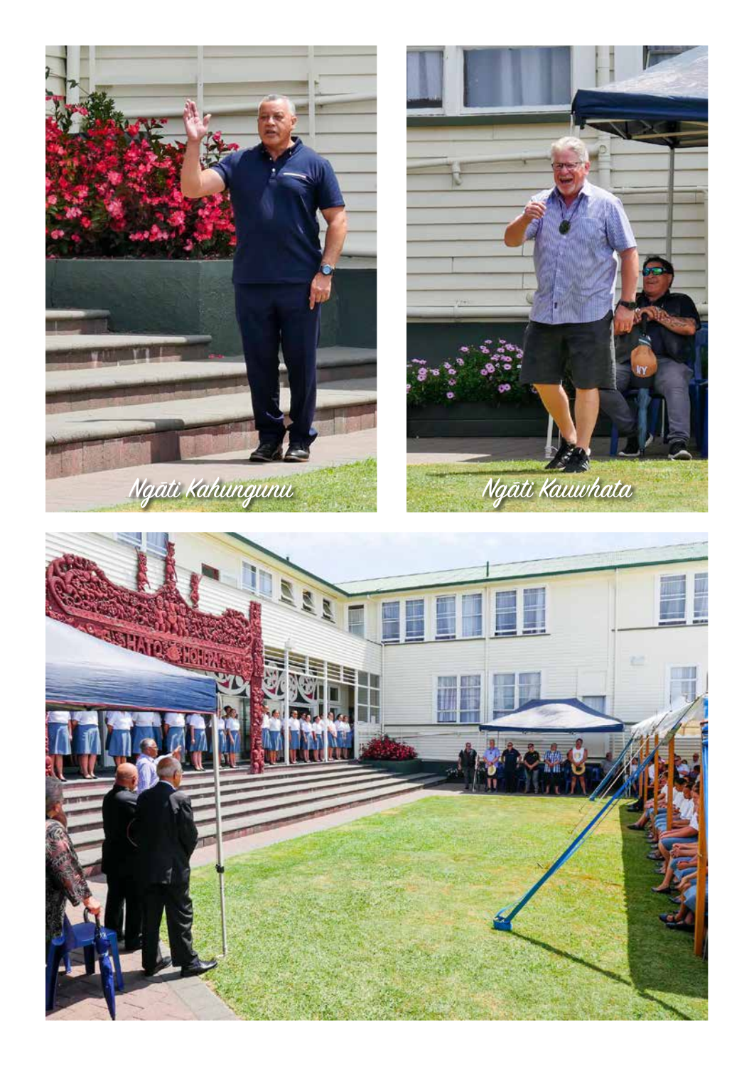Ngāti Kahungunu

Ngāti Kauwhata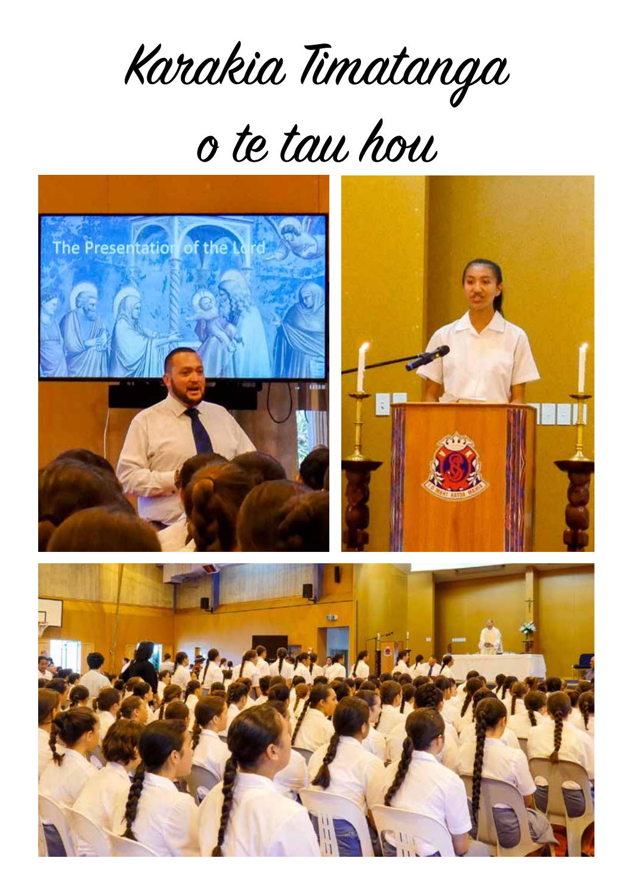# Karakia Timatanga o te tau hou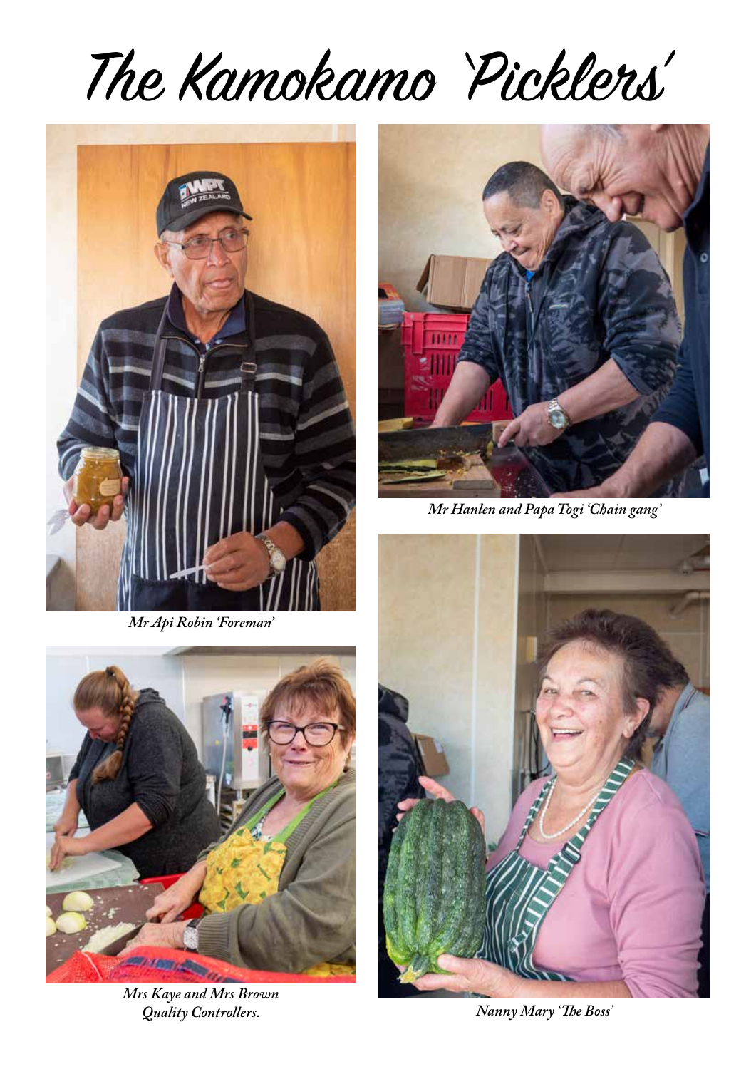# The Kamokamo 'Picklers'

*Mr Api Robin 'Foreman'*

*Mr Hanlen and Papa Togi 'Chain gang'*

*Mrs Kaye and Mrs Brown Quality Controllers.*

*Nanny Mary 'The Boss'*